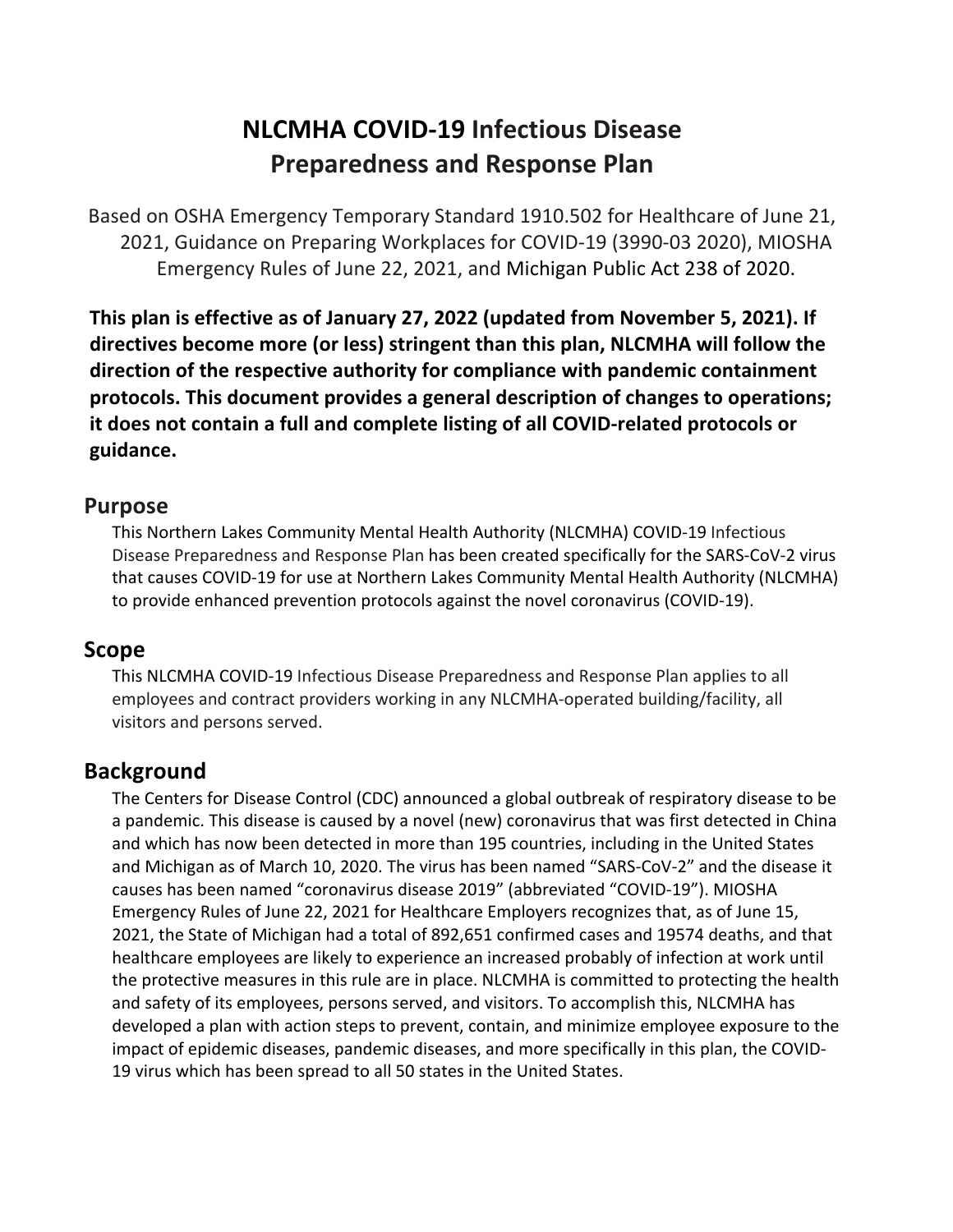# NLCMHA COVID-19 Infectious Disease Preparedness and Response Plan

Based on OSHA Emergency Temporary Standard 1910.502 for Healthcare of June 21, 2021, Guidance on Preparing Workplaces for COVID-19 (3990-03 2020), MIOSHA Emergency Rules of June 22, 2021, and Michigan Public Act 238 of 2020.

**This plan is effective as of January 27, 2022 (updated from November 5, 2021). If directives become more (or less) stringent than this plan, NLCMHA will follow the direction of the respective authority for compliance with pandemic containment protocols. This document provides a general description of changes to operations; it does not contain a full and complete listing of all COVID-related protocols or guidance.**

## Purpose

This Northern Lakes Community Mental Health Authority (NLCMHA) COVID-19 Infectious Disease Preparedness and Response Plan has been created specifically for the SARS-CoV-2 virus that causes COVID-19 for use at Northern Lakes Community Mental Health Authority (NLCMHA) to provide enhanced prevention protocols against the novel coronavirus (COVID-19).

## Scope

This NLCMHA COVID-19 Infectious Disease Preparedness and Response Plan applies to all employees and contract providers working in any NLCMHA-operated building/facility, all visitors and persons served.

## Background

The Centers for Disease Control (CDC) announced a global outbreak of respiratory disease to be a pandemic. This disease is caused by a novel (new) coronavirus that was first detected in China and which has now been detected in more than 195 countries, including in the United States and Michigan as of March 10, 2020. The virus has been named "SARS-CoV-2" and the disease it causes has been named "coronavirus disease 2019" (abbreviated "COVID-19"). MIOSHA Emergency Rules of June 22, 2021 for Healthcare Employers recognizes that, as of June 15, 2021, the State of Michigan had a total of 892,651 confirmed cases and 19574 deaths, and that healthcare employees are likely to experience an increased probably of infection at work until the protective measures in this rule are in place. NLCMHA is committed to protecting the health and safety of its employees, persons served, and visitors. To accomplish this, NLCMHA has developed a plan with action steps to prevent, contain, and minimize employee exposure to the impact of epidemic diseases, pandemic diseases, and more specifically in this plan, the COVID-19 virus which has been spread to all 50 states in the United States.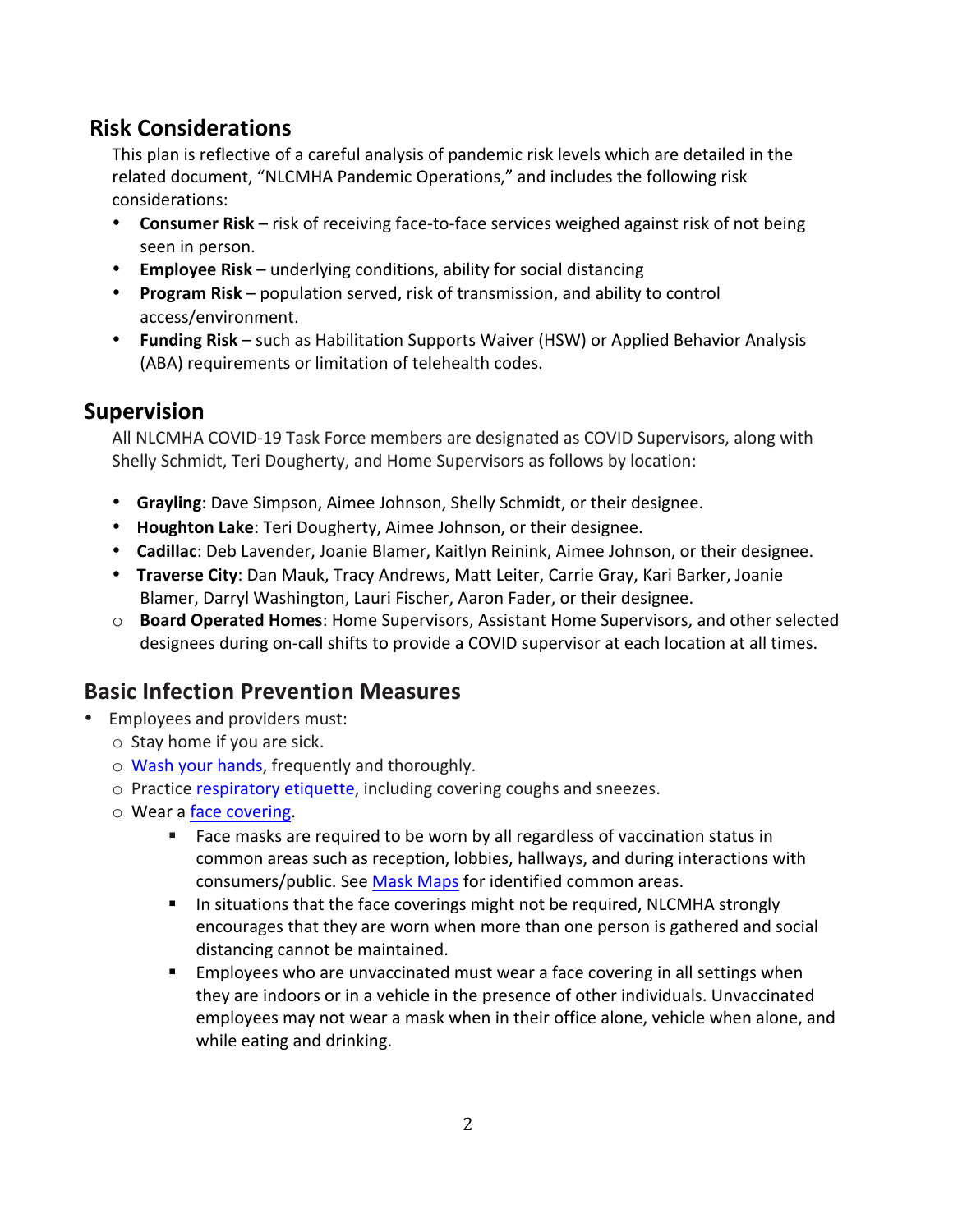## Risk Considerations

This plan is reflective of a careful analysis of pandemic risk levels which are detailed in the related document, "NLCMHA Pandemic Operations," and includes the following risk considerations:

- **Consumer Risk** – risk of receiving face-to-face services weighed against risk of not being seen in person.
- **Employee Risk** – underlying conditions, ability for social distancing
- **Program Risk** – population served, risk of transmission, and ability to control access/environment.
- **Funding Risk** – such as Habilitation Supports Waiver (HSW) or Applied Behavior Analysis (ABA) requirements or limitation of telehealth codes.

## Supervision

All NLCMHA COVID-19 Task Force members are designated as COVID Supervisors, along with Shelly Schmidt, Teri Dougherty, and Home Supervisors as follows by location:

- **Grayling**: Dave Simpson, Aimee Johnson, Shelly Schmidt, or their designee.
- **Houghton Lake**: Teri Dougherty, Aimee Johnson, or their designee.
- **Cadillac**: Deb Lavender, Joanie Blamer, Kaitlyn Reinink, Aimee Johnson, or their designee.
- **Traverse City**: Dan Mauk, Tracy Andrews, Matt Leiter, Carrie Gray, Kari Barker, Joanie Blamer, Darryl Washington, Lauri Fischer, Aaron Fader, or their designee.
  - **Board Operated Homes**: Home Supervisors, Assistant Home Supervisors, and other selected designees during on-call shifts to provide a COVID supervisor at each location at all times.

## Basic Infection Prevention Measures

- Employees and providers must:
  - Stay home if you are sick.
  - Wash your hands, frequently and thoroughly.
  - Practice respiratory etiquette, including covering coughs and sneezes.
  - Wear a face covering.
    - Face masks are required to be worn by all regardless of vaccination status in common areas such as reception, lobbies, hallways, and during interactions with consumers/public. See Mask Maps for identified common areas.
    - In situations that the face coverings might not be required, NLCMHA strongly encourages that they are worn when more than one person is gathered and social distancing cannot be maintained.
    - Employees who are unvaccinated must wear a face covering in all settings when they are indoors or in a vehicle in the presence of other individuals. Unvaccinated employees may not wear a mask when in their office alone, vehicle when alone, and while eating and drinking.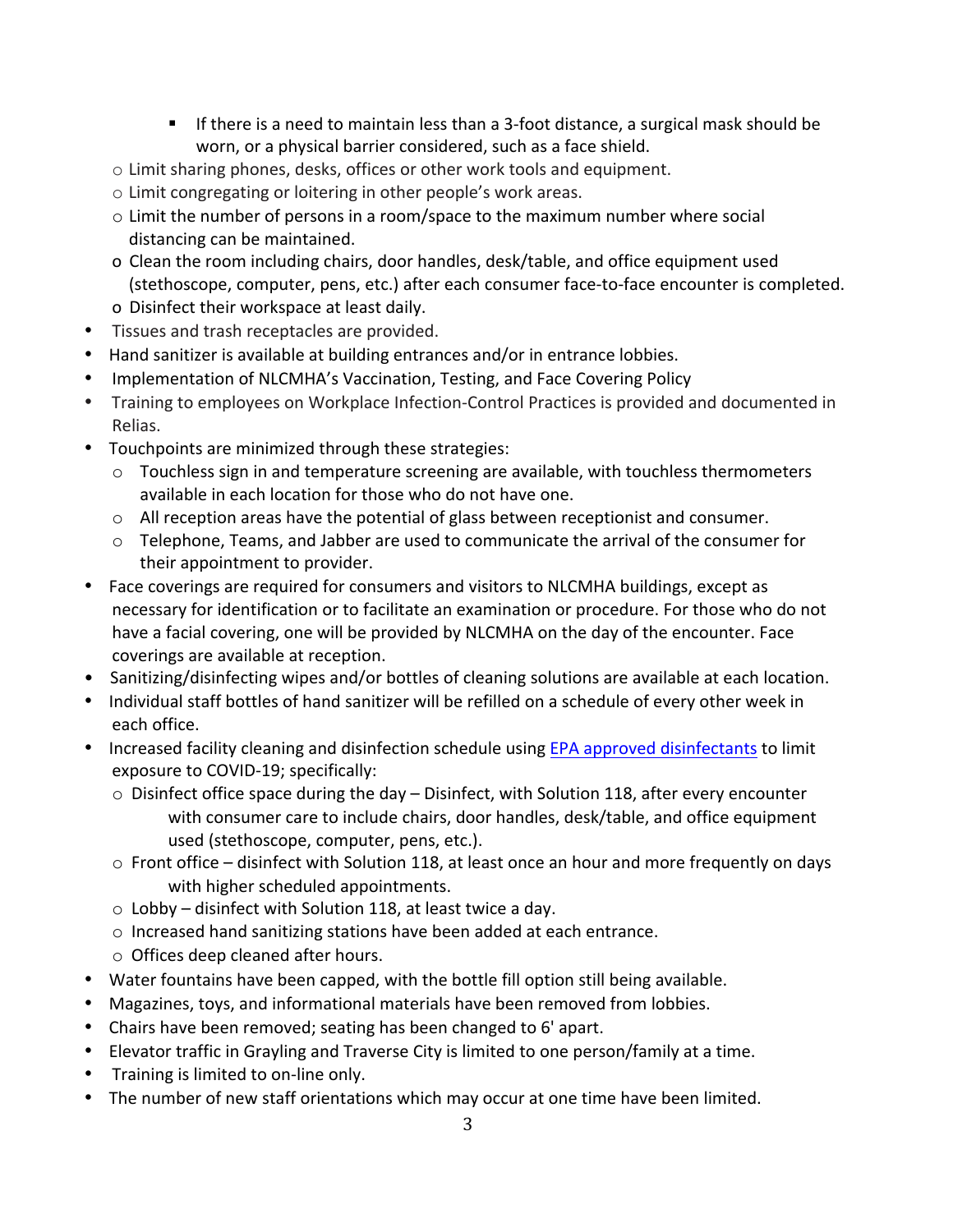- If there is a need to maintain less than a 3-foot distance, a surgical mask should be worn, or a physical barrier considered, such as a face shield.
    - Limit sharing phones, desks, offices or other work tools and equipment.
    - Limit congregating or loitering in other people's work areas.
    - Limit the number of persons in a room/space to the maximum number where social distancing can be maintained.
    - Clean the room including chairs, door handles, desk/table, and office equipment used (stethoscope, computer, pens, etc.) after each consumer face-to-face encounter is completed.
    - Disinfect their workspace at least daily.
- Tissues and trash receptacles are provided.
- Hand sanitizer is available at building entrances and/or in entrance lobbies.
- Implementation of NLCMHA's Vaccination, Testing, and Face Covering Policy
- Training to employees on Workplace Infection-Control Practices is provided and documented in Relias.
- Touchpoints are minimized through these strategies:
    - Touchless sign in and temperature screening are available, with touchless thermometers available in each location for those who do not have one.
    - All reception areas have the potential of glass between receptionist and consumer.
    - Telephone, Teams, and Jabber are used to communicate the arrival of the consumer for their appointment to provider.
- Face coverings are required for consumers and visitors to NLCMHA buildings, except as necessary for identification or to facilitate an examination or procedure. For those who do not have a facial covering, one will be provided by NLCMHA on the day of the encounter. Face coverings are available at reception.
- Sanitizing/disinfecting wipes and/or bottles of cleaning solutions are available at each location.
- Individual staff bottles of hand sanitizer will be refilled on a schedule of every other week in each office.
- Increased facility cleaning and disinfection schedule using [EPA approved disinfectants]() to limit exposure to COVID-19; specifically:
    - Disinfect office space during the day – Disinfect, with Solution 118, after every encounter with consumer care to include chairs, door handles, desk/table, and office equipment used (stethoscope, computer, pens, etc.).
    - Front office – disinfect with Solution 118, at least once an hour and more frequently on days with higher scheduled appointments.
    - Lobby – disinfect with Solution 118, at least twice a day.
    - Increased hand sanitizing stations have been added at each entrance.
    - Offices deep cleaned after hours.
- Water fountains have been capped, with the bottle fill option still being available.
- Magazines, toys, and informational materials have been removed from lobbies.
- Chairs have been removed; seating has been changed to 6' apart.
- Elevator traffic in Grayling and Traverse City is limited to one person/family at a time.
- Training is limited to on-line only.
- The number of new staff orientations which may occur at one time have been limited.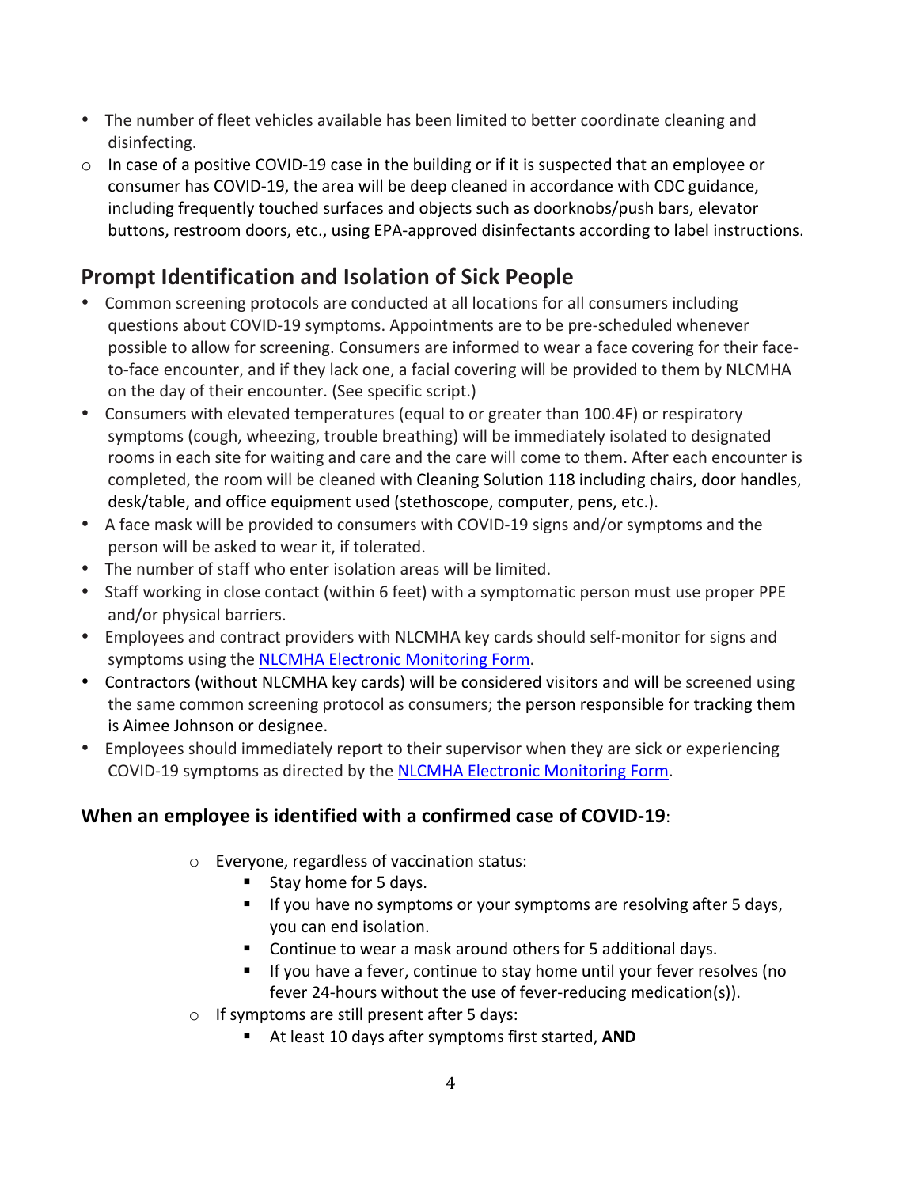- The number of fleet vehicles available has been limited to better coordinate cleaning and disinfecting.
  - In case of a positive COVID-19 case in the building or if it is suspected that an employee or consumer has COVID-19, the area will be deep cleaned in accordance with CDC guidance, including frequently touched surfaces and objects such as doorknobs/push bars, elevator buttons, restroom doors, etc., using EPA-approved disinfectants according to label instructions.

## Prompt Identification and Isolation of Sick People

- Common screening protocols are conducted at all locations for all consumers including questions about COVID-19 symptoms. Appointments are to be pre-scheduled whenever possible to allow for screening. Consumers are informed to wear a face covering for their face-to-face encounter, and if they lack one, a facial covering will be provided to them by NLCMHA on the day of their encounter. (See specific script.)
- Consumers with elevated temperatures (equal to or greater than 100.4F) or respiratory symptoms (cough, wheezing, trouble breathing) will be immediately isolated to designated rooms in each site for waiting and care and the care will come to them. After each encounter is completed, the room will be cleaned with Cleaning Solution 118 including chairs, door handles, desk/table, and office equipment used (stethoscope, computer, pens, etc.).
- A face mask will be provided to consumers with COVID-19 signs and/or symptoms and the person will be asked to wear it, if tolerated.
- The number of staff who enter isolation areas will be limited.
- Staff working in close contact (within 6 feet) with a symptomatic person must use proper PPE and/or physical barriers.
- Employees and contract providers with NLCMHA key cards should self-monitor for signs and symptoms using the [NLCMHA Electronic Monitoring Form](#).
- Contractors (without NLCMHA key cards) will be considered visitors and will be screened using the same common screening protocol as consumers; the person responsible for tracking them is Aimee Johnson or designee.
- Employees should immediately report to their supervisor when they are sick or experiencing COVID-19 symptoms as directed by the [NLCMHA Electronic Monitoring Form](#).

### When an employee is identified with a confirmed case of COVID-19:

- Everyone, regardless of vaccination status:
  - Stay home for 5 days.
  - If you have no symptoms or your symptoms are resolving after 5 days, you can end isolation.
  - Continue to wear a mask around others for 5 additional days.
  - If you have a fever, continue to stay home until your fever resolves (no fever 24-hours without the use of fever-reducing medication(s)).
- If symptoms are still present after 5 days:
  - At least 10 days after symptoms first started, **AND**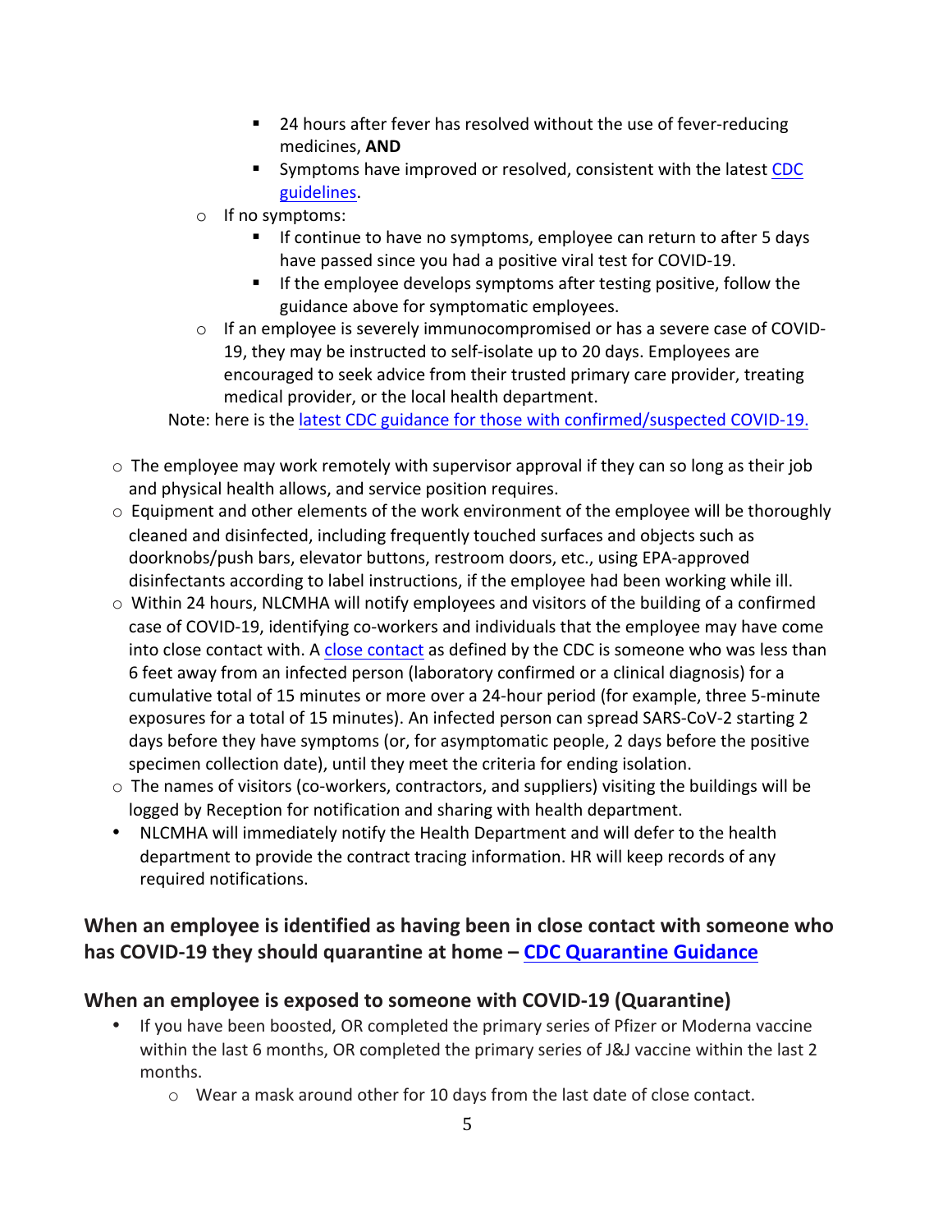- 24 hours after fever has resolved without the use of fever-reducing medicines, **AND**
    - Symptoms have improved or resolved, consistent with the latest CDC guidelines.
  - If no symptoms:
    - If continue to have no symptoms, employee can return to after 5 days have passed since you had a positive viral test for COVID-19.
    - If the employee develops symptoms after testing positive, follow the guidance above for symptomatic employees.
  - If an employee is severely immunocompromised or has a severe case of COVID-19, they may be instructed to self-isolate up to 20 days. Employees are encouraged to seek advice from their trusted primary care provider, treating medical provider, or the local health department.

  Note: here is the latest CDC guidance for those with confirmed/suspected COVID-19.

- The employee may work remotely with supervisor approval if they can so long as their job and physical health allows, and service position requires.
- Equipment and other elements of the work environment of the employee will be thoroughly cleaned and disinfected, including frequently touched surfaces and objects such as doorknobs/push bars, elevator buttons, restroom doors, etc., using EPA-approved disinfectants according to label instructions, if the employee had been working while ill.
- Within 24 hours, NLCMHA will notify employees and visitors of the building of a confirmed case of COVID-19, identifying co-workers and individuals that the employee may have come into close contact with. A close contact as defined by the CDC is someone who was less than 6 feet away from an infected person (laboratory confirmed or a clinical diagnosis) for a cumulative total of 15 minutes or more over a 24-hour period (for example, three 5-minute exposures for a total of 15 minutes). An infected person can spread SARS-CoV-2 starting 2 days before they have symptoms (or, for asymptomatic people, 2 days before the positive specimen collection date), until they meet the criteria for ending isolation.
- The names of visitors (co-workers, contractors, and suppliers) visiting the buildings will be logged by Reception for notification and sharing with health department.

- NLCMHA will immediately notify the Health Department and will defer to the health department to provide the contract tracing information. HR will keep records of any required notifications.

## When an employee is identified as having been in close contact with someone who has COVID-19 they should quarantine at home – CDC Quarantine Guidance

## When an employee is exposed to someone with COVID-19 (Quarantine)

- If you have been boosted, OR completed the primary series of Pfizer or Moderna vaccine within the last 6 months, OR completed the primary series of J&J vaccine within the last 2 months.
  - Wear a mask around other for 10 days from the last date of close contact.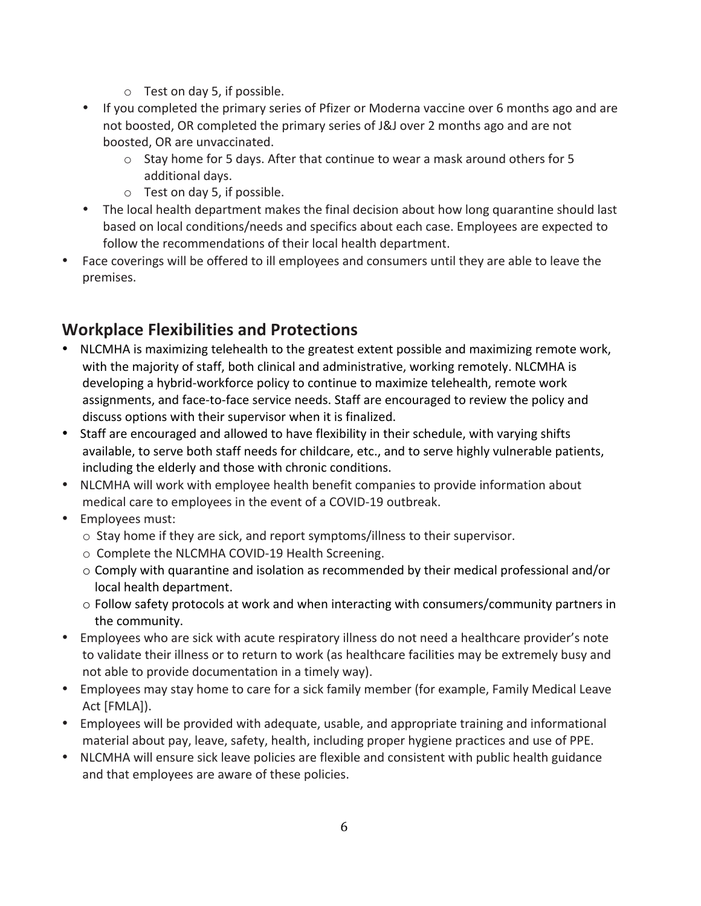- Test on day 5, if possible.
  - If you completed the primary series of Pfizer or Moderna vaccine over 6 months ago and are not boosted, OR completed the primary series of J&J over 2 months ago and are not boosted, OR are unvaccinated.
    - Stay home for 5 days. After that continue to wear a mask around others for 5 additional days.
    - Test on day 5, if possible.
  - The local health department makes the final decision about how long quarantine should last based on local conditions/needs and specifics about each case. Employees are expected to follow the recommendations of their local health department.
- Face coverings will be offered to ill employees and consumers until they are able to leave the premises.

## Workplace Flexibilities and Protections

- NLCMHA is maximizing telehealth to the greatest extent possible and maximizing remote work, with the majority of staff, both clinical and administrative, working remotely. NLCMHA is developing a hybrid-workforce policy to continue to maximize telehealth, remote work assignments, and face-to-face service needs. Staff are encouraged to review the policy and discuss options with their supervisor when it is finalized.
- Staff are encouraged and allowed to have flexibility in their schedule, with varying shifts available, to serve both staff needs for childcare, etc., and to serve highly vulnerable patients, including the elderly and those with chronic conditions.
- NLCMHA will work with employee health benefit companies to provide information about medical care to employees in the event of a COVID-19 outbreak.
- Employees must:
  - Stay home if they are sick, and report symptoms/illness to their supervisor.
  - Complete the NLCMHA COVID-19 Health Screening.
  - Comply with quarantine and isolation as recommended by their medical professional and/or local health department.
  - Follow safety protocols at work and when interacting with consumers/community partners in the community.
- Employees who are sick with acute respiratory illness do not need a healthcare provider's note to validate their illness or to return to work (as healthcare facilities may be extremely busy and not able to provide documentation in a timely way).
- Employees may stay home to care for a sick family member (for example, Family Medical Leave Act [FMLA]).
- Employees will be provided with adequate, usable, and appropriate training and informational material about pay, leave, safety, health, including proper hygiene practices and use of PPE.
- NLCMHA will ensure sick leave policies are flexible and consistent with public health guidance and that employees are aware of these policies.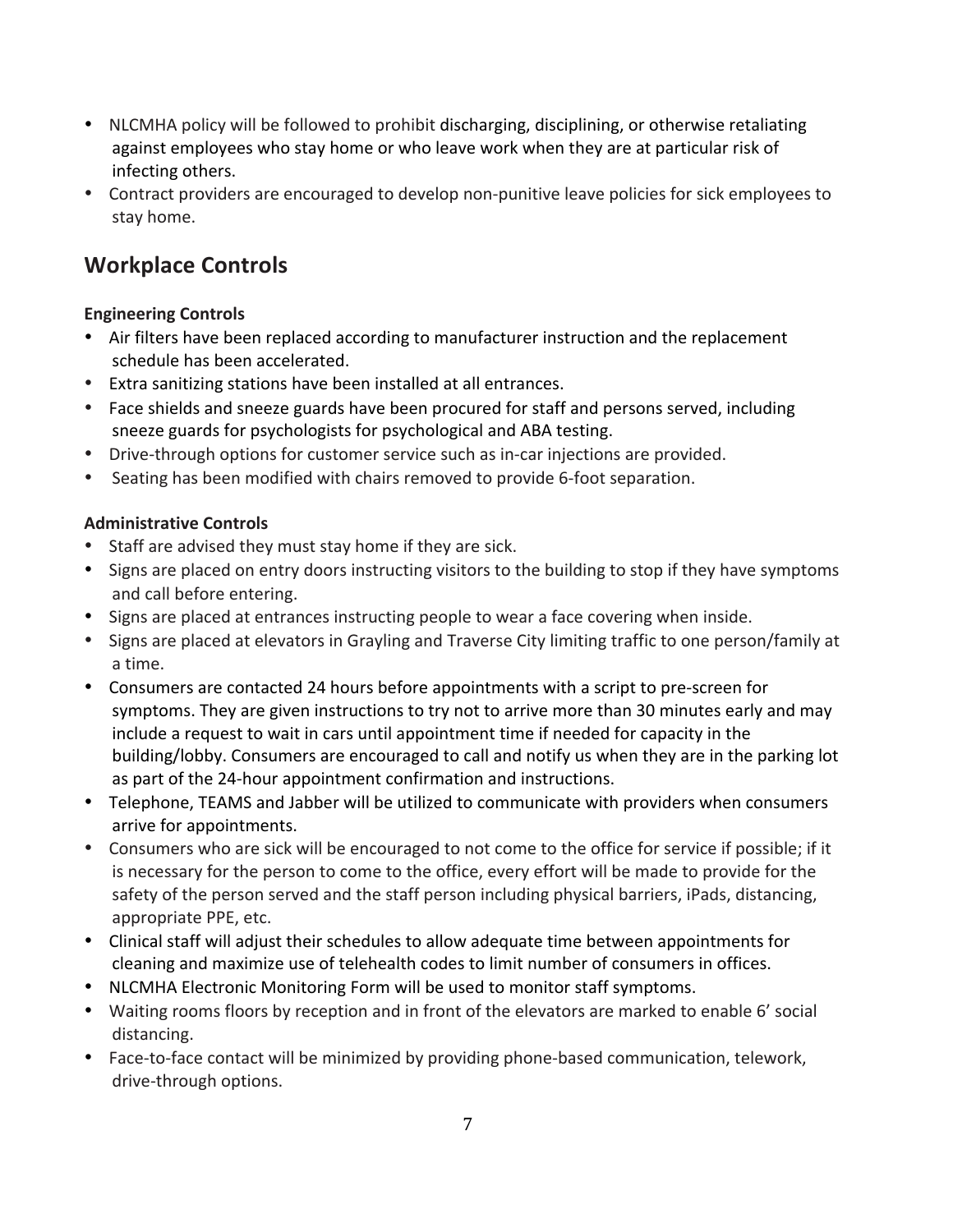- NLCMHA policy will be followed to prohibit discharging, disciplining, or otherwise retaliating against employees who stay home or who leave work when they are at particular risk of infecting others.
- Contract providers are encouraged to develop non-punitive leave policies for sick employees to stay home.

## Workplace Controls

**Engineering Controls**

- Air filters have been replaced according to manufacturer instruction and the replacement schedule has been accelerated.
- Extra sanitizing stations have been installed at all entrances.
- Face shields and sneeze guards have been procured for staff and persons served, including sneeze guards for psychologists for psychological and ABA testing.
- Drive-through options for customer service such as in-car injections are provided.
- Seating has been modified with chairs removed to provide 6-foot separation.

**Administrative Controls**

- Staff are advised they must stay home if they are sick.
- Signs are placed on entry doors instructing visitors to the building to stop if they have symptoms and call before entering.
- Signs are placed at entrances instructing people to wear a face covering when inside.
- Signs are placed at elevators in Grayling and Traverse City limiting traffic to one person/family at a time.
- Consumers are contacted 24 hours before appointments with a script to pre-screen for symptoms. They are given instructions to try not to arrive more than 30 minutes early and may include a request to wait in cars until appointment time if needed for capacity in the building/lobby. Consumers are encouraged to call and notify us when they are in the parking lot as part of the 24-hour appointment confirmation and instructions.
- Telephone, TEAMS and Jabber will be utilized to communicate with providers when consumers arrive for appointments.
- Consumers who are sick will be encouraged to not come to the office for service if possible; if it is necessary for the person to come to the office, every effort will be made to provide for the safety of the person served and the staff person including physical barriers, iPads, distancing, appropriate PPE, etc.
- Clinical staff will adjust their schedules to allow adequate time between appointments for cleaning and maximize use of telehealth codes to limit number of consumers in offices.
- NLCMHA Electronic Monitoring Form will be used to monitor staff symptoms.
- Waiting rooms floors by reception and in front of the elevators are marked to enable 6' social distancing.
- Face-to-face contact will be minimized by providing phone-based communication, telework, drive-through options.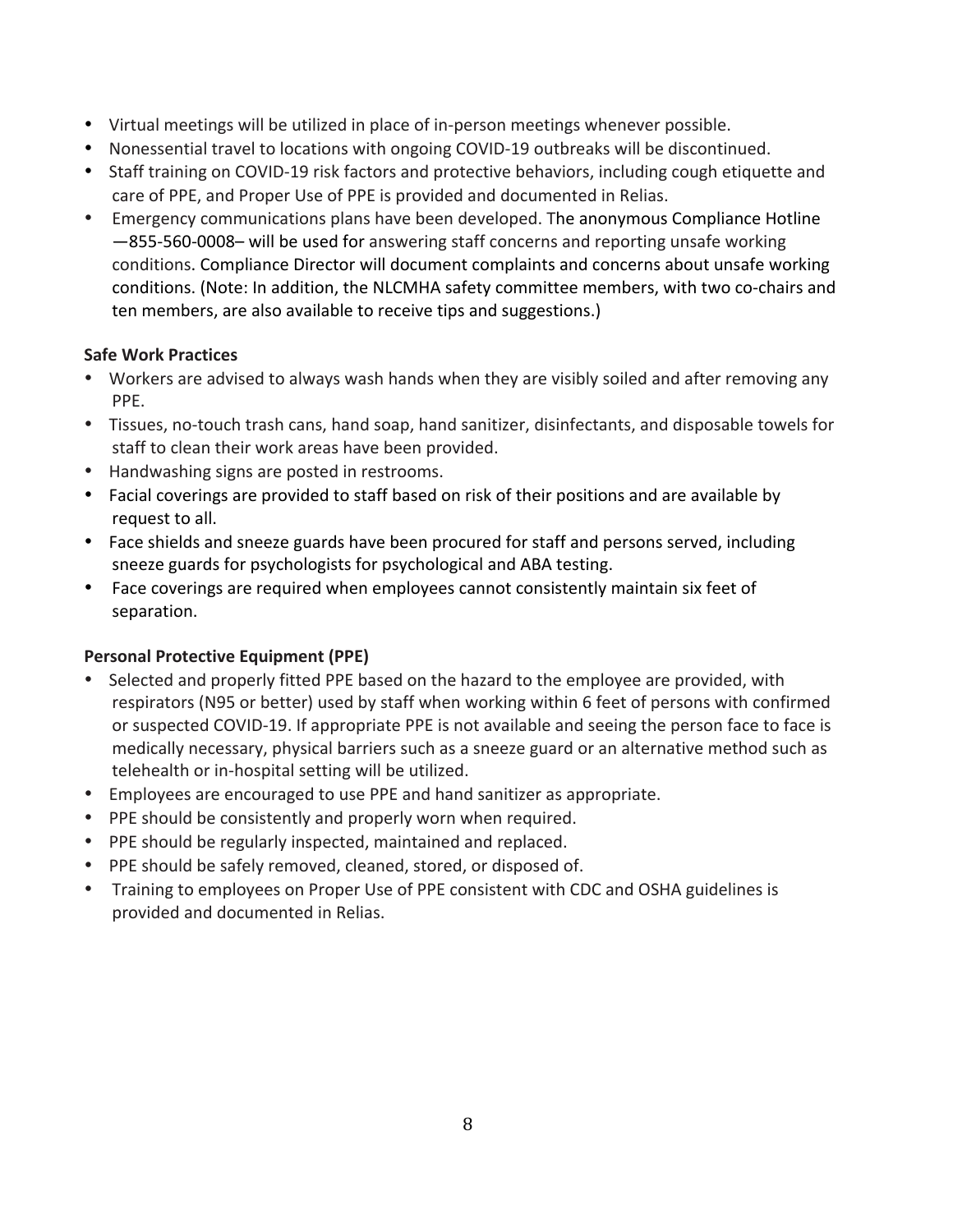- Virtual meetings will be utilized in place of in-person meetings whenever possible.
- Nonessential travel to locations with ongoing COVID-19 outbreaks will be discontinued.
- Staff training on COVID-19 risk factors and protective behaviors, including cough etiquette and care of PPE, and Proper Use of PPE is provided and documented in Relias.
- Emergency communications plans have been developed. The anonymous Compliance Hotline —855-560-0008– will be used for answering staff concerns and reporting unsafe working conditions. Compliance Director will document complaints and concerns about unsafe working conditions. (Note: In addition, the NLCMHA safety committee members, with two co-chairs and ten members, are also available to receive tips and suggestions.)

**Safe Work Practices**

- Workers are advised to always wash hands when they are visibly soiled and after removing any PPE.
- Tissues, no-touch trash cans, hand soap, hand sanitizer, disinfectants, and disposable towels for staff to clean their work areas have been provided.
- Handwashing signs are posted in restrooms.
- Facial coverings are provided to staff based on risk of their positions and are available by request to all.
- Face shields and sneeze guards have been procured for staff and persons served, including sneeze guards for psychologists for psychological and ABA testing.
- Face coverings are required when employees cannot consistently maintain six feet of separation.

**Personal Protective Equipment (PPE)**

- Selected and properly fitted PPE based on the hazard to the employee are provided, with respirators (N95 or better) used by staff when working within 6 feet of persons with confirmed or suspected COVID-19. If appropriate PPE is not available and seeing the person face to face is medically necessary, physical barriers such as a sneeze guard or an alternative method such as telehealth or in-hospital setting will be utilized.
- Employees are encouraged to use PPE and hand sanitizer as appropriate.
- PPE should be consistently and properly worn when required.
- PPE should be regularly inspected, maintained and replaced.
- PPE should be safely removed, cleaned, stored, or disposed of.
- Training to employees on Proper Use of PPE consistent with CDC and OSHA guidelines is provided and documented in Relias.